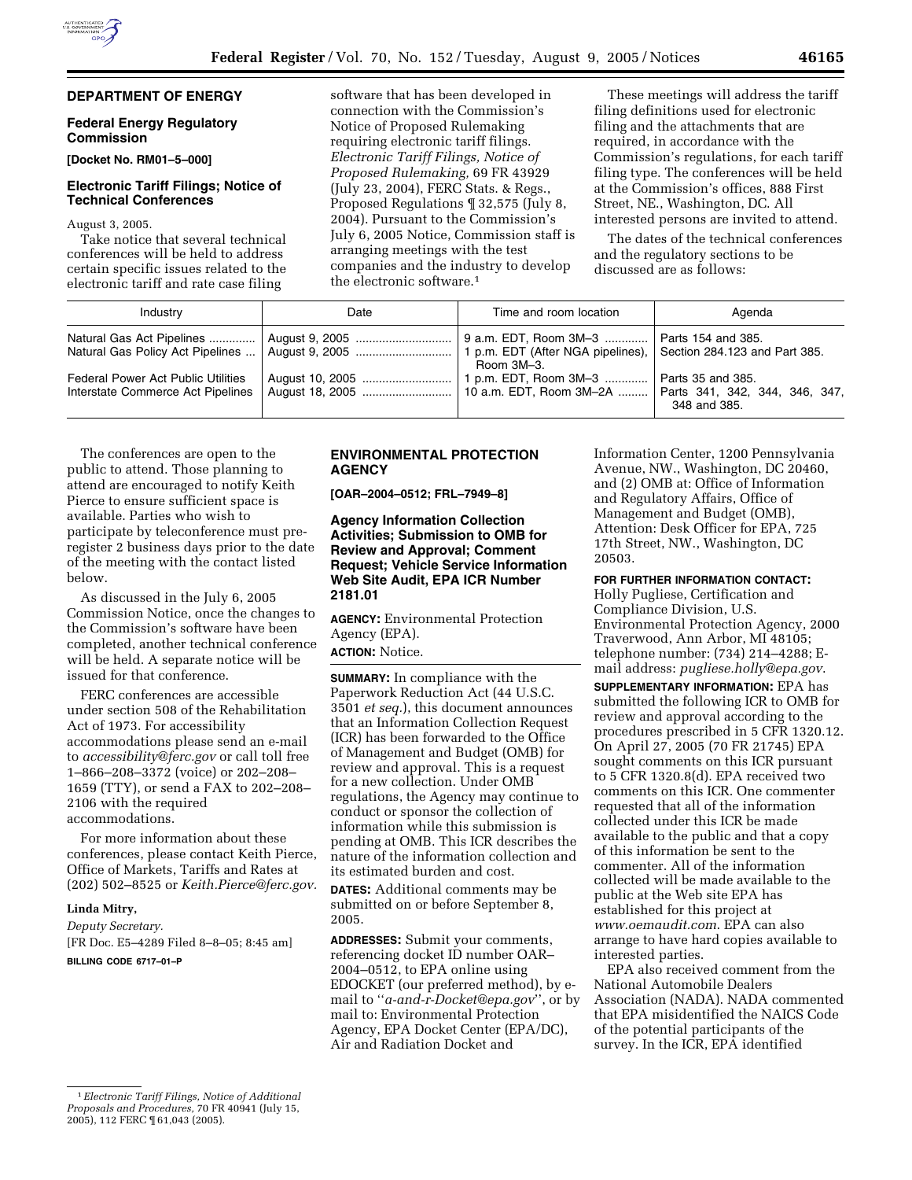## DEPARTMENT OF ENERGY

### Federal Energy Regulatory Commission

**[Docket No. RM01–5–000]**

### Electronic Tariff Filings; Notice of Technical Conferences

August 3, 2005.

Take notice that several technical conferences will be held to address certain specific issues related to the electronic tariff and rate case filing software that has been developed in connection with the Commission's Notice of Proposed Rulemaking requiring electronic tariff filings. *Electronic Tariff Filings, Notice of Proposed Rulemaking,* 69 FR 43929 (July 23, 2004), FERC Stats. & Regs., Proposed Regulations ¶ 32,575 (July 8, 2004). Pursuant to the Commission's July 6, 2005 Notice, Commission staff is arranging meetings with the test companies and the industry to develop the electronic software.[1]

These meetings will address the tariff filing definitions used for electronic filing and the attachments that are required, in accordance with the Commission's regulations, for each tariff filing type. The conferences will be held at the Commission's offices, 888 First Street, NE., Washington, DC. All interested persons are invited to attend.

The dates of the technical conferences and the regulatory sections to be discussed are as follows:

| Industry | Date | Time and room location | Agenda |
|---|---|---|---|
| Natural Gas Act Pipelines | August 9, 2005 | 9 a.m. EDT, Room 3M–3 | Parts 154 and 385. |
| Natural Gas Policy Act Pipelines | August 9, 2005 | 1 p.m. EDT (After NGA pipelines), Room 3M–3. | Section 284.123 and Part 385. |
| Federal Power Act Public Utilities | August 10, 2005 | 1 p.m. EDT, Room 3M–3 | Parts 35 and 385. |
| Interstate Commerce Act Pipelines | August 18, 2005 | 10 a.m. EDT, Room 3M–2A | Parts 341, 342, 344, 346, 347, 348 and 385. |

The conferences are open to the public to attend. Those planning to attend are encouraged to notify Keith Pierce to ensure sufficient space is available. Parties who wish to participate by teleconference must pre-register 2 business days prior to the date of the meeting with the contact listed below.

As discussed in the July 6, 2005 Commission Notice, once the changes to the Commission's software have been completed, another technical conference will be held. A separate notice will be issued for that conference.

FERC conferences are accessible under section 508 of the Rehabilitation Act of 1973. For accessibility accommodations please send an e-mail to *accessibility@ferc.gov* or call toll free 1–866–208–3372 (voice) or 202–208–1659 (TTY), or send a FAX to 202–208–2106 with the required accommodations.

For more information about these conferences, please contact Keith Pierce, Office of Markets, Tariffs and Rates at (202) 502–8525 or *Keith.Pierce@ferc.gov.*

**Linda Mitry,**

*Deputy Secretary.*

[FR Doc. E5–4289 Filed 8–8–05; 8:45 am]

**BILLING CODE 6717–01–P**

[1] *Electronic Tariff Filings, Notice of Additional Proposals and Procedures,* 70 FR 40941 (July 15, 2005), 112 FERC ¶ 61,043 (2005).

## ENVIRONMENTAL PROTECTION AGENCY

**[OAR–2004–0512; FRL–7949–8]**

### Agency Information Collection Activities; Submission to OMB for Review and Approval; Comment Request; Vehicle Service Information Web Site Audit, EPA ICR Number 2181.01

**AGENCY:** Environmental Protection Agency (EPA).

**ACTION:** Notice.

**SUMMARY:** In compliance with the Paperwork Reduction Act (44 U.S.C. 3501 *et seq.*), this document announces that an Information Collection Request (ICR) has been forwarded to the Office of Management and Budget (OMB) for review and approval. This is a request for a new collection. Under OMB regulations, the Agency may continue to conduct or sponsor the collection of information while this submission is pending at OMB. This ICR describes the nature of the information collection and its estimated burden and cost.

**DATES:** Additional comments may be submitted on or before September 8, 2005.

**ADDRESSES:** Submit your comments, referencing docket ID number OAR–2004–0512, to EPA online using EDOCKET (our preferred method), by e-mail to ''*a-and-r-Docket@epa.gov*'', or by mail to: Environmental Protection Agency, EPA Docket Center (EPA/DC), Air and Radiation Docket and Information Center, 1200 Pennsylvania Avenue, NW., Washington, DC 20460, and (2) OMB at: Office of Information and Regulatory Affairs, Office of Management and Budget (OMB), Attention: Desk Officer for EPA, 725 17th Street, NW., Washington, DC 20503.

**FOR FURTHER INFORMATION CONTACT:** Holly Pugliese, Certification and Compliance Division, U.S. Environmental Protection Agency, 2000 Traverwood, Ann Arbor, MI 48105; telephone number: (734) 214–4288; E-mail address: *pugliese.holly@epa.gov*.

**SUPPLEMENTARY INFORMATION:** EPA has submitted the following ICR to OMB for review and approval according to the procedures prescribed in 5 CFR 1320.12. On April 27, 2005 (70 FR 21745) EPA sought comments on this ICR pursuant to 5 CFR 1320.8(d). EPA received two comments on this ICR. One commenter requested that all of the information collected under this ICR be made available to the public and that a copy of this information be sent to the commenter. All of the information collected will be made available to the public at the Web site EPA has established for this project at *www.oemaudit.com*. EPA can also arrange to have hard copies available to interested parties.

EPA also received comment from the National Automobile Dealers Association (NADA). NADA commented that EPA misidentified the NAICS Code of the potential participants of the survey. In the ICR, EPA identified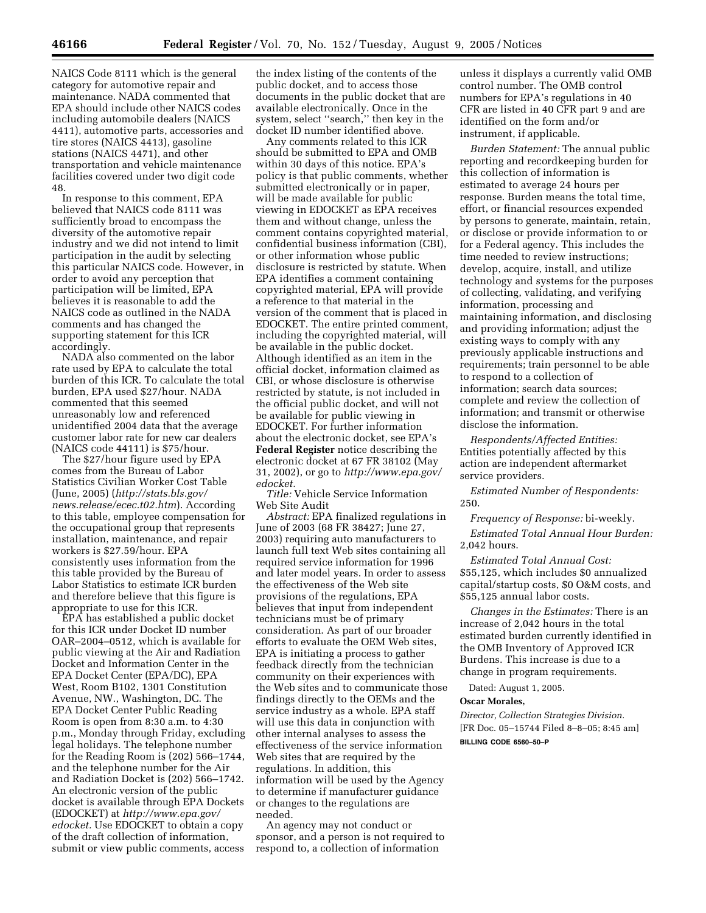NAICS Code 8111 which is the general category for automotive repair and maintenance. NADA commented that EPA should include other NAICS codes including automobile dealers (NAICS 4411), automotive parts, accessories and tire stores (NAICS 4413), gasoline stations (NAICS 4471), and other transportation and vehicle maintenance facilities covered under two digit code 48.

In response to this comment, EPA believed that NAICS code 8111 was sufficiently broad to encompass the diversity of the automotive repair industry and we did not intend to limit participation in the audit by selecting this particular NAICS code. However, in order to avoid any perception that participation will be limited, EPA believes it is reasonable to add the NAICS code as outlined in the NADA comments and has changed the supporting statement for this ICR accordingly.

NADA also commented on the labor rate used by EPA to calculate the total burden of this ICR. To calculate the total burden, EPA used $27/hour. NADA commented that this seemed unreasonably low and referenced unidentified 2004 data that the average customer labor rate for new car dealers (NAICS code 44111) is $75/hour.

The $27/hour figure used by EPA comes from the Bureau of Labor Statistics Civilian Worker Cost Table (June, 2005) (*http://stats.bls.gov/news.release/ecec.t02.htm*). According to this table, employee compensation for the occupational group that represents installation, maintenance, and repair workers is $27.59/hour. EPA consistently uses information from the this table provided by the Bureau of Labor Statistics to estimate ICR burden and therefore believe that this figure is appropriate to use for this ICR.

EPA has established a public docket for this ICR under Docket ID number OAR–2004–0512, which is available for public viewing at the Air and Radiation Docket and Information Center in the EPA Docket Center (EPA/DC), EPA West, Room B102, 1301 Constitution Avenue, NW., Washington, DC. The EPA Docket Center Public Reading Room is open from 8:30 a.m. to 4:30 p.m., Monday through Friday, excluding legal holidays. The telephone number for the Reading Room is (202) 566–1744, and the telephone number for the Air and Radiation Docket is (202) 566–1742. An electronic version of the public docket is available through EPA Dockets (EDOCKET) at *http://www.epa.gov/edocket.* Use EDOCKET to obtain a copy of the draft collection of information, submit or view public comments, access the index listing of the contents of the public docket, and to access those documents in the public docket that are available electronically. Once in the system, select ''search,'' then key in the docket ID number identified above.

Any comments related to this ICR should be submitted to EPA and OMB within 30 days of this notice. EPA's policy is that public comments, whether submitted electronically or in paper, will be made available for public viewing in EDOCKET as EPA receives them and without change, unless the comment contains copyrighted material, confidential business information (CBI), or other information whose public disclosure is restricted by statute. When EPA identifies a comment containing copyrighted material, EPA will provide a reference to that material in the version of the comment that is placed in EDOCKET. The entire printed comment, including the copyrighted material, will be available in the public docket. Although identified as an item in the official docket, information claimed as CBI, or whose disclosure is otherwise restricted by statute, is not included in the official public docket, and will not be available for public viewing in EDOCKET. For further information about the electronic docket, see EPA's **Federal Register** notice describing the electronic docket at 67 FR 38102 (May 31, 2002), or go to *http://www.epa.gov/edocket.*

*Title:* Vehicle Service Information Web Site Audit

*Abstract:* EPA finalized regulations in June of 2003 (68 FR 38427; June 27, 2003) requiring auto manufacturers to launch full text Web sites containing all required service information for 1996 and later model years. In order to assess the effectiveness of the Web site provisions of the regulations, EPA believes that input from independent technicians must be of primary consideration. As part of our broader efforts to evaluate the OEM Web sites, EPA is initiating a process to gather feedback directly from the technician community on their experiences with the Web sites and to communicate those findings directly to the OEMs and the service industry as a whole. EPA staff will use this data in conjunction with other internal analyses to assess the effectiveness of the service information Web sites that are required by the regulations. In addition, this information will be used by the Agency to determine if manufacturer guidance or changes to the regulations are needed.

An agency may not conduct or sponsor, and a person is not required to respond to, a collection of information unless it displays a currently valid OMB control number. The OMB control numbers for EPA's regulations in 40 CFR are listed in 40 CFR part 9 and are identified on the form and/or instrument, if applicable.

*Burden Statement:* The annual public reporting and recordkeeping burden for this collection of information is estimated to average 24 hours per response. Burden means the total time, effort, or financial resources expended by persons to generate, maintain, retain, or disclose or provide information to or for a Federal agency. This includes the time needed to review instructions; develop, acquire, install, and utilize technology and systems for the purposes of collecting, validating, and verifying information, processing and maintaining information, and disclosing and providing information; adjust the existing ways to comply with any previously applicable instructions and requirements; train personnel to be able to respond to a collection of information; search data sources; complete and review the collection of information; and transmit or otherwise disclose the information.

*Respondents/Affected Entities:* Entities potentially affected by this action are independent aftermarket service providers.

*Estimated Number of Respondents:* 250.

*Frequency of Response:* bi-weekly.

*Estimated Total Annual Hour Burden:* 2,042 hours.

*Estimated Total Annual Cost:* $55,125, which includes $0 annualized capital/startup costs, $0 O&M costs, and $55,125 annual labor costs.

*Changes in the Estimates:* There is an increase of 2,042 hours in the total estimated burden currently identified in the OMB Inventory of Approved ICR Burdens. This increase is due to a change in program requirements.

Dated: August 1, 2005.

**Oscar Morales,**

*Director, Collection Strategies Division.*

[FR Doc. 05–15744 Filed 8–8–05; 8:45 am]

**BILLING CODE 6560–50–P**